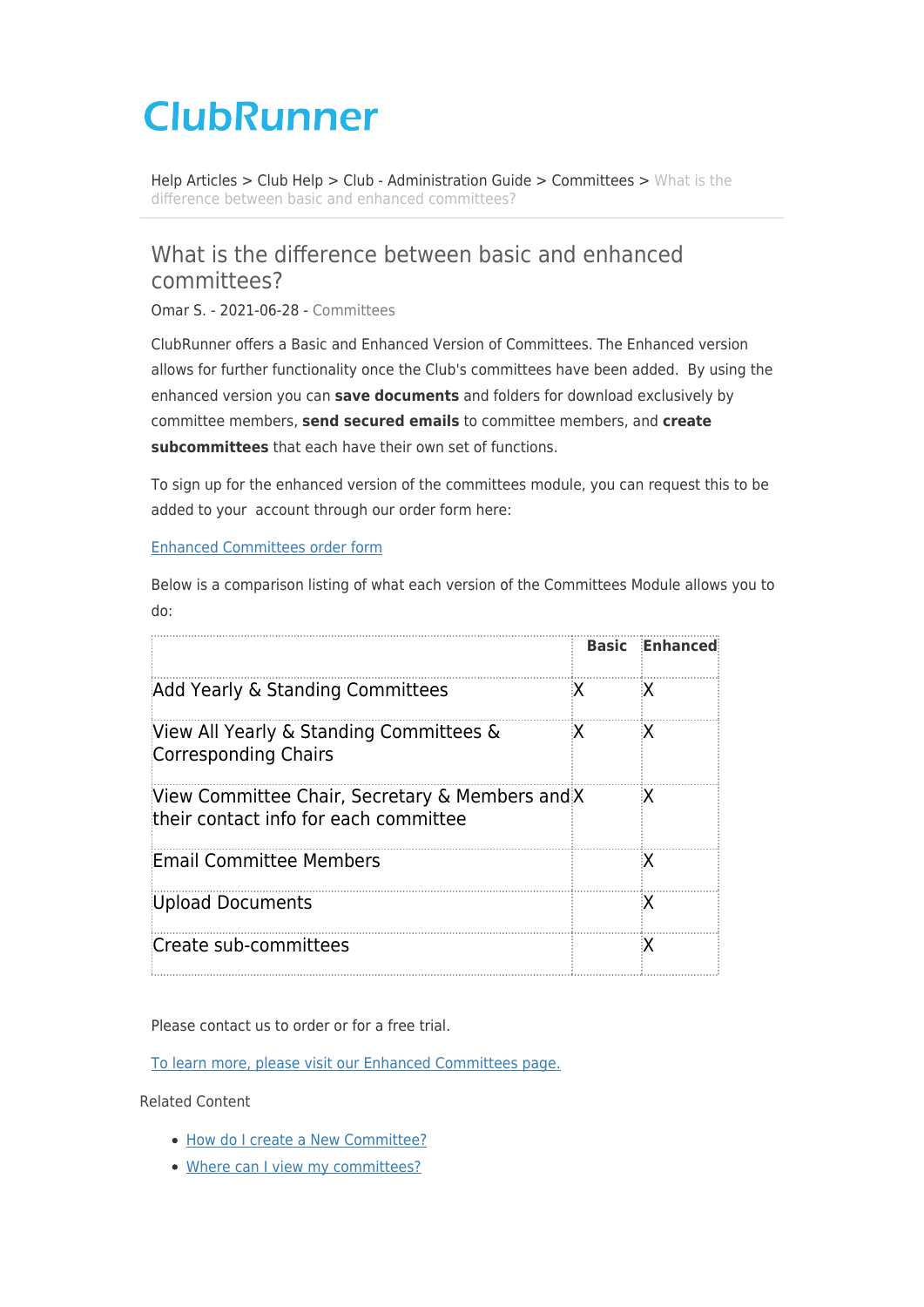# ClubRunner

Help Articles > Club Help > Club - Administration Guide > Committees > What is the difference between basic and enhanced committees?

## What is the difference between basic and enhanced committees?

Omar S. - 2021-06-28 - Committees

ClubRunner offers a Basic and Enhanced Version of Committees. The Enhanced version allows for further functionality once the Club's committees have been added. By using the enhanced version you can **save documents** and folders for download exclusively by committee members, **send secured emails** to committee members, and **create subcommittees** that each have their own set of functions.

To sign up for the enhanced version of the committees module, you can request this to be added to your account through our order form here:

[Enhanced Committees order form]()

Below is a comparison listing of what each version of the Committees Module allows you to do:

| | **Basic** | **Enhanced** |
|---|---|---|
| Add Yearly & Standing Committees | X | X |
| View All Yearly & Standing Committees & Corresponding Chairs | X | X |
| View Committee Chair, Secretary & Members and their contact info for each committee | X | X |
| Email Committee Members | | X |
| Upload Documents | | X |
| Create sub-committees | | X |

Please contact us to order or for a free trial.

[To learn more, please visit our Enhanced Committees page.]()

Related Content

- [How do I create a New Committee?]()
- [Where can I view my committees?]()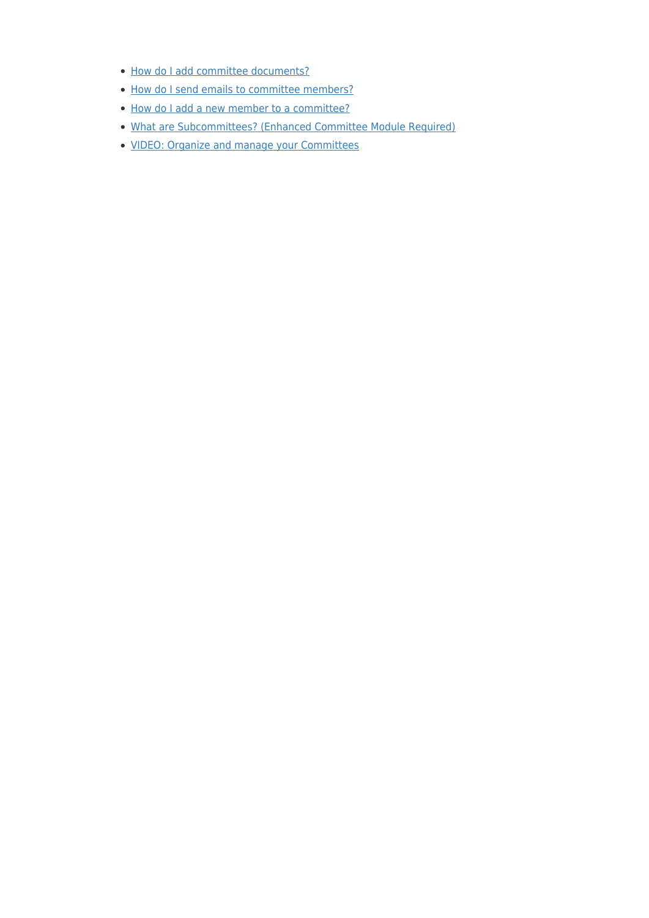- How do I add committee documents?
- How do I send emails to committee members?
- How do I add a new member to a committee?
- What are Subcommittees? (Enhanced Committee Module Required)
- VIDEO: Organize and manage your Committees